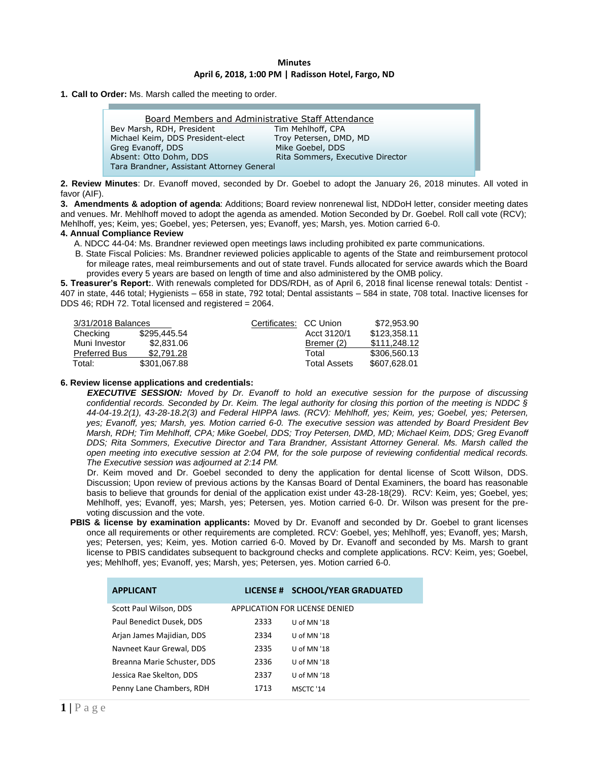**Minutes**

**April 6, 2018, 1:00 PM | Radisson Hotel, Fargo, ND**

**1. Call to Order:** Ms. Marsh called the meeting to order.

Board Members and Administrative Staff Attendance

| | |
|---|---|
| Bev Marsh, RDH, President | Tim Mehlhoff, CPA |
| Michael Keim, DDS President-elect | Troy Petersen, DMD, MD |
| Greg Evanoff, DDS | Mike Goebel, DDS |
| Absent: Otto Dohm, DDS | Rita Sommers, Executive Director |
| Tara Brandner, Assistant Attorney General | |

**2. Review Minutes**: Dr. Evanoff moved, seconded by Dr. Goebel to adopt the January 26, 2018 minutes. All voted in favor (AIF).

**3. Amendments & adoption of agenda**: Additions; Board review nonrenewal list, NDDoH letter, consider meeting dates and venues. Mr. Mehlhoff moved to adopt the agenda as amended. Motion Seconded by Dr. Goebel. Roll call vote (RCV); Mehlhoff, yes; Keim, yes; Goebel, yes; Petersen, yes; Evanoff, yes; Marsh, yes. Motion carried 6-0.

**4. Annual Compliance Review**

A. NDCC 44-04: Ms. Brandner reviewed open meetings laws including prohibited ex parte communications.

B. State Fiscal Policies: Ms. Brandner reviewed policies applicable to agents of the State and reimbursement protocol for mileage rates, meal reimbursements and out of state travel. Funds allocated for service awards which the Board provides every 5 years are based on length of time and also administered by the OMB policy.

**5. Treasurer's Report:**. With renewals completed for DDS/RDH, as of April 6, 2018 final license renewal totals: Dentist - 407 in state, 446 total; Hygienists – 658 in state, 792 total; Dental assistants – 584 in state, 708 total. Inactive licenses for DDS 46; RDH 72. Total licensed and registered = 2064.

| 3/31/2018 Balances | | Certificates: | CC Union | $72,953.90 |
|---|---|---|---|---|
| Checking | $295,445.54 | | Acct 3120/1 | $123,358.11 |
| Muni Investor | $2,831.06 | | Bremer (2) | $111,248.12 |
| Preferred Bus | $2,791.28 | | Total | $306,560.13 |
| Total: | $301,067.88 | | Total Assets | $607,628.01 |

**6. Review license applications and credentials:**

***EXECUTIVE SESSION:*** *Moved by Dr. Evanoff to hold an executive session for the purpose of discussing confidential records. Seconded by Dr. Keim. The legal authority for closing this portion of the meeting is NDDC § 44-04-19.2(1), 43-28-18.2(3) and Federal HIPPA laws. (RCV): Mehlhoff, yes; Keim, yes; Goebel, yes; Petersen, yes; Evanoff, yes; Marsh, yes. Motion carried 6-0. The executive session was attended by Board President Bev Marsh, RDH; Tim Mehlhoff, CPA; Mike Goebel, DDS; Troy Petersen, DMD, MD; Michael Keim, DDS; Greg Evanoff DDS; Rita Sommers, Executive Director and Tara Brandner, Assistant Attorney General. Ms. Marsh called the open meeting into executive session at 2:04 PM, for the sole purpose of reviewing confidential medical records. The Executive session was adjourned at 2:14 PM.*

Dr. Keim moved and Dr. Goebel seconded to deny the application for dental license of Scott Wilson, DDS. Discussion; Upon review of previous actions by the Kansas Board of Dental Examiners, the board has reasonable basis to believe that grounds for denial of the application exist under 43-28-18(29). RCV: Keim, yes; Goebel, yes; Mehlhoff, yes; Evanoff, yes; Marsh, yes; Petersen, yes. Motion carried 6-0. Dr. Wilson was present for the pre-voting discussion and the vote.

**PBIS & license by examination applicants:** Moved by Dr. Evanoff and seconded by Dr. Goebel to grant licenses once all requirements or other requirements are completed. RCV: Goebel, yes; Mehlhoff, yes; Evanoff, yes; Marsh, yes; Petersen, yes; Keim, yes. Motion carried 6-0. Moved by Dr. Evanoff and seconded by Ms. Marsh to grant license to PBIS candidates subsequent to background checks and complete applications. RCV: Keim, yes; Goebel, yes; Mehlhoff, yes; Evanoff, yes; Marsh, yes; Petersen, yes. Motion carried 6-0.

| APPLICANT | LICENSE # | SCHOOL/YEAR GRADUATED |
|---|---|---|
| Scott Paul Wilson, DDS | APPLICATION FOR LICENSE DENIED | |
| Paul Benedict Dusek, DDS | 2333 | U of MN '18 |
| Arjan James Majidian, DDS | 2334 | U of MN '18 |
| Navneet Kaur Grewal, DDS | 2335 | U of MN '18 |
| Breanna Marie Schuster, DDS | 2336 | U of MN '18 |
| Jessica Rae Skelton, DDS | 2337 | U of MN '18 |
| Penny Lane Chambers, RDH | 1713 | MSCTC '14 |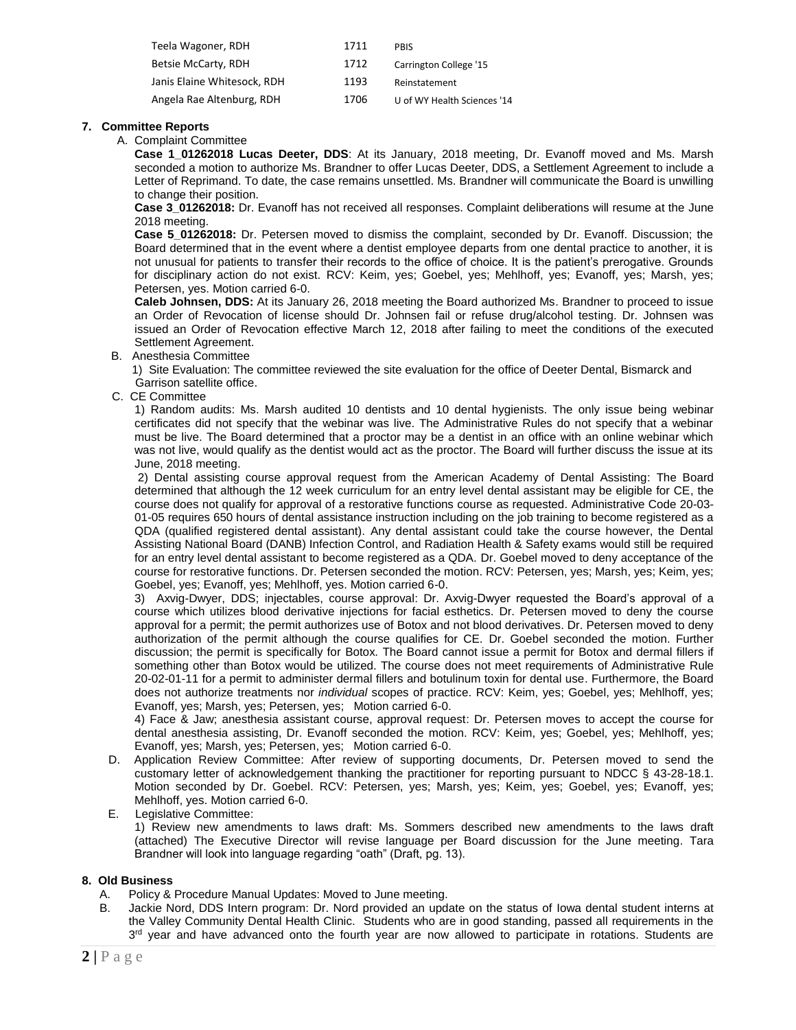| | | |
|---|---|---|
| Teela Wagoner, RDH | 1711 | PBIS |
| Betsie McCarty, RDH | 1712 | Carrington College '15 |
| Janis Elaine Whitesock, RDH | 1193 | Reinstatement |
| Angela Rae Altenburg, RDH | 1706 | U of WY Health Sciences '14 |

**7. Committee Reports**

A. Complaint Committee

**Case 1_01262018 Lucas Deeter, DDS**: At its January, 2018 meeting, Dr. Evanoff moved and Ms. Marsh seconded a motion to authorize Ms. Brandner to offer Lucas Deeter, DDS, a Settlement Agreement to include a Letter of Reprimand. To date, the case remains unsettled. Ms. Brandner will communicate the Board is unwilling to change their position.

**Case 3_01262018:** Dr. Evanoff has not received all responses. Complaint deliberations will resume at the June 2018 meeting.

**Case 5_01262018:** Dr. Petersen moved to dismiss the complaint, seconded by Dr. Evanoff. Discussion; the Board determined that in the event where a dentist employee departs from one dental practice to another, it is not unusual for patients to transfer their records to the office of choice. It is the patient's prerogative. Grounds for disciplinary action do not exist. RCV: Keim, yes; Goebel, yes; Mehlhoff, yes; Evanoff, yes; Marsh, yes; Petersen, yes. Motion carried 6-0.

**Caleb Johnsen, DDS:** At its January 26, 2018 meeting the Board authorized Ms. Brandner to proceed to issue an Order of Revocation of license should Dr. Johnsen fail or refuse drug/alcohol testing. Dr. Johnsen was issued an Order of Revocation effective March 12, 2018 after failing to meet the conditions of the executed Settlement Agreement.

B. Anesthesia Committee

1) Site Evaluation: The committee reviewed the site evaluation for the office of Deeter Dental, Bismarck and Garrison satellite office.

C. CE Committee

1) Random audits: Ms. Marsh audited 10 dentists and 10 dental hygienists. The only issue being webinar certificates did not specify that the webinar was live. The Administrative Rules do not specify that a webinar must be live. The Board determined that a proctor may be a dentist in an office with an online webinar which was not live, would qualify as the dentist would act as the proctor. The Board will further discuss the issue at its June, 2018 meeting.

2) Dental assisting course approval request from the American Academy of Dental Assisting: The Board determined that although the 12 week curriculum for an entry level dental assistant may be eligible for CE, the course does not qualify for approval of a restorative functions course as requested. Administrative Code 20-03-01-05 requires 650 hours of dental assistance instruction including on the job training to become registered as a QDA (qualified registered dental assistant). Any dental assistant could take the course however, the Dental Assisting National Board (DANB) Infection Control, and Radiation Health & Safety exams would still be required for an entry level dental assistant to become registered as a QDA. Dr. Goebel moved to deny acceptance of the course for restorative functions. Dr. Petersen seconded the motion. RCV: Petersen, yes; Marsh, yes; Keim, yes; Goebel, yes; Evanoff, yes; Mehlhoff, yes. Motion carried 6-0.

3) Axvig-Dwyer, DDS; injectables, course approval: Dr. Axvig-Dwyer requested the Board's approval of a course which utilizes blood derivative injections for facial esthetics. Dr. Petersen moved to deny the course approval for a permit; the permit authorizes use of Botox and not blood derivatives. Dr. Petersen moved to deny authorization of the permit although the course qualifies for CE. Dr. Goebel seconded the motion. Further discussion; the permit is specifically for Botox. The Board cannot issue a permit for Botox and dermal fillers if something other than Botox would be utilized. The course does not meet requirements of Administrative Rule 20-02-01-11 for a permit to administer dermal fillers and botulinum toxin for dental use. Furthermore, the Board does not authorize treatments nor *individual* scopes of practice. RCV: Keim, yes; Goebel, yes; Mehlhoff, yes; Evanoff, yes; Marsh, yes; Petersen, yes; Motion carried 6-0.

4) Face & Jaw; anesthesia assistant course, approval request: Dr. Petersen moves to accept the course for dental anesthesia assisting, Dr. Evanoff seconded the motion. RCV: Keim, yes; Goebel, yes; Mehlhoff, yes; Evanoff, yes; Marsh, yes; Petersen, yes; Motion carried 6-0.

D. Application Review Committee: After review of supporting documents, Dr. Petersen moved to send the customary letter of acknowledgement thanking the practitioner for reporting pursuant to NDCC § 43-28-18.1. Motion seconded by Dr. Goebel. RCV: Petersen, yes; Marsh, yes; Keim, yes; Goebel, yes; Evanoff, yes; Mehlhoff, yes. Motion carried 6-0.

E. Legislative Committee:

1) Review new amendments to laws draft: Ms. Sommers described new amendments to the laws draft (attached) The Executive Director will revise language per Board discussion for the June meeting. Tara Brandner will look into language regarding "oath" (Draft, pg. 13).

**8. Old Business**

A. Policy & Procedure Manual Updates: Moved to June meeting.

B. Jackie Nord, DDS Intern program: Dr. Nord provided an update on the status of Iowa dental student interns at the Valley Community Dental Health Clinic. Students who are in good standing, passed all requirements in the 3rd year and have advanced onto the fourth year are now allowed to participate in rotations. Students are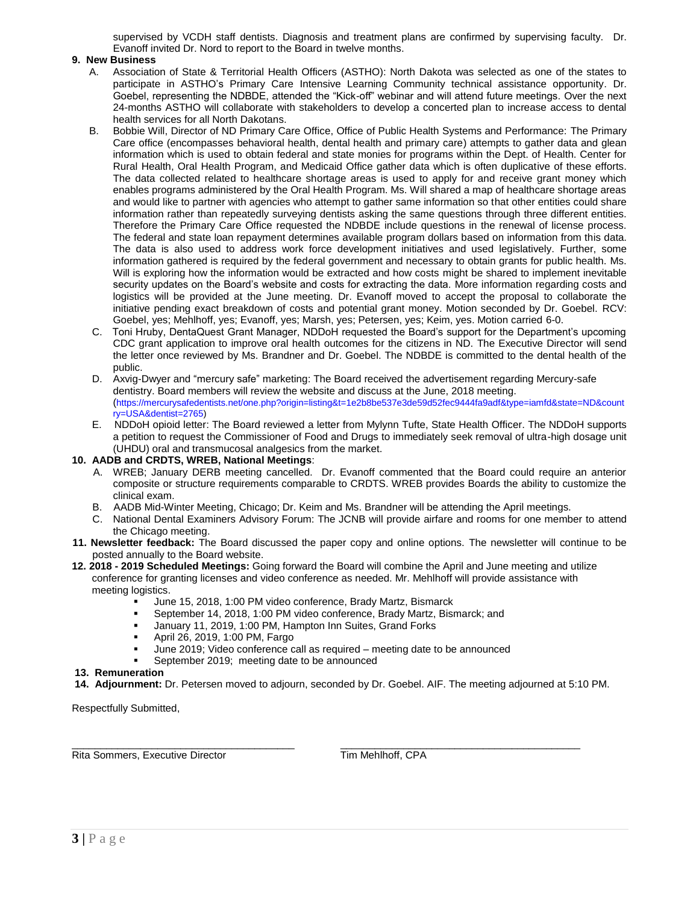supervised by VCDH staff dentists. Diagnosis and treatment plans are confirmed by supervising faculty. Dr. Evanoff invited Dr. Nord to report to the Board in twelve months.

**9. New Business**

A. Association of State & Territorial Health Officers (ASTHO): North Dakota was selected as one of the states to participate in ASTHO's Primary Care Intensive Learning Community technical assistance opportunity. Dr. Goebel, representing the NDBDE, attended the "Kick-off" webinar and will attend future meetings. Over the next 24-months ASTHO will collaborate with stakeholders to develop a concerted plan to increase access to dental health services for all North Dakotans.

B. Bobbie Will, Director of ND Primary Care Office, Office of Public Health Systems and Performance: The Primary Care office (encompasses behavioral health, dental health and primary care) attempts to gather data and glean information which is used to obtain federal and state monies for programs within the Dept. of Health. Center for Rural Health, Oral Health Program, and Medicaid Office gather data which is often duplicative of these efforts. The data collected related to healthcare shortage areas is used to apply for and receive grant money which enables programs administered by the Oral Health Program. Ms. Will shared a map of healthcare shortage areas and would like to partner with agencies who attempt to gather same information so that other entities could share information rather than repeatedly surveying dentists asking the same questions through three different entities. Therefore the Primary Care Office requested the NDBDE include questions in the renewal of license process. The federal and state loan repayment determines available program dollars based on information from this data. The data is also used to address work force development initiatives and used legislatively. Further, some information gathered is required by the federal government and necessary to obtain grants for public health. Ms. Will is exploring how the information would be extracted and how costs might be shared to implement inevitable security updates on the Board's website and costs for extracting the data. More information regarding costs and logistics will be provided at the June meeting. Dr. Evanoff moved to accept the proposal to collaborate the initiative pending exact breakdown of costs and potential grant money. Motion seconded by Dr. Goebel. RCV: Goebel, yes; Mehlhoff, yes; Evanoff, yes; Marsh, yes; Petersen, yes; Keim, yes. Motion carried 6-0.

C. Toni Hruby, DentaQuest Grant Manager, NDDoH requested the Board's support for the Department's upcoming CDC grant application to improve oral health outcomes for the citizens in ND. The Executive Director will send the letter once reviewed by Ms. Brandner and Dr. Goebel. The NDBDE is committed to the dental health of the public.

D. Axvig-Dwyer and "mercury safe" marketing: The Board received the advertisement regarding Mercury-safe dentistry. Board members will review the website and discuss at the June, 2018 meeting. (https://mercurysafedentists.net/one.php?origin=listing&t=1e2b8be537e3de59d52fec9444fa9adf&type=iamfd&state=ND&country=USA&dentist=2765)

E. NDDoH opioid letter: The Board reviewed a letter from Mylynn Tufte, State Health Officer. The NDDoH supports a petition to request the Commissioner of Food and Drugs to immediately seek removal of ultra-high dosage unit (UHDU) oral and transmucosal analgesics from the market.

**10. AADB and CRDTS, WREB, National Meetings**:

A. WREB; January DERB meeting cancelled. Dr. Evanoff commented that the Board could require an anterior composite or structure requirements comparable to CRDTS. WREB provides Boards the ability to customize the clinical exam.

B. AADB Mid-Winter Meeting, Chicago; Dr. Keim and Ms. Brandner will be attending the April meetings.

C. National Dental Examiners Advisory Forum: The JCNB will provide airfare and rooms for one member to attend the Chicago meeting.

**11. Newsletter feedback:** The Board discussed the paper copy and online options. The newsletter will continue to be posted annually to the Board website.

**12. 2018 - 2019 Scheduled Meetings:** Going forward the Board will combine the April and June meeting and utilize conference for granting licenses and video conference as needed. Mr. Mehlhoff will provide assistance with meeting logistics.

- June 15, 2018, 1:00 PM video conference, Brady Martz, Bismarck
- September 14, 2018, 1:00 PM video conference, Brady Martz, Bismarck; and
- January 11, 2019, 1:00 PM, Hampton Inn Suites, Grand Forks
- April 26, 2019, 1:00 PM, Fargo
- June 2019; Video conference call as required – meeting date to be announced
- September 2019; meeting date to be announced

**13. Remuneration**

**14. Adjournment:** Dr. Petersen moved to adjourn, seconded by Dr. Goebel. AIF. The meeting adjourned at 5:10 PM.

Respectfully Submitted,

\_\_\_\_\_\_\_\_\_\_\_\_\_\_\_\_\_\_\_\_\_\_\_\_\_\_\_\_\_\_\_\_\_\_\_\_\_\_
Rita Sommers, Executive Director

\_\_\_\_\_\_\_\_\_\_\_\_\_\_\_\_\_\_\_\_\_\_\_\_\_\_\_\_\_\_\_\_\_\_\_\_\_\_
Tim Mehlhoff, CPA